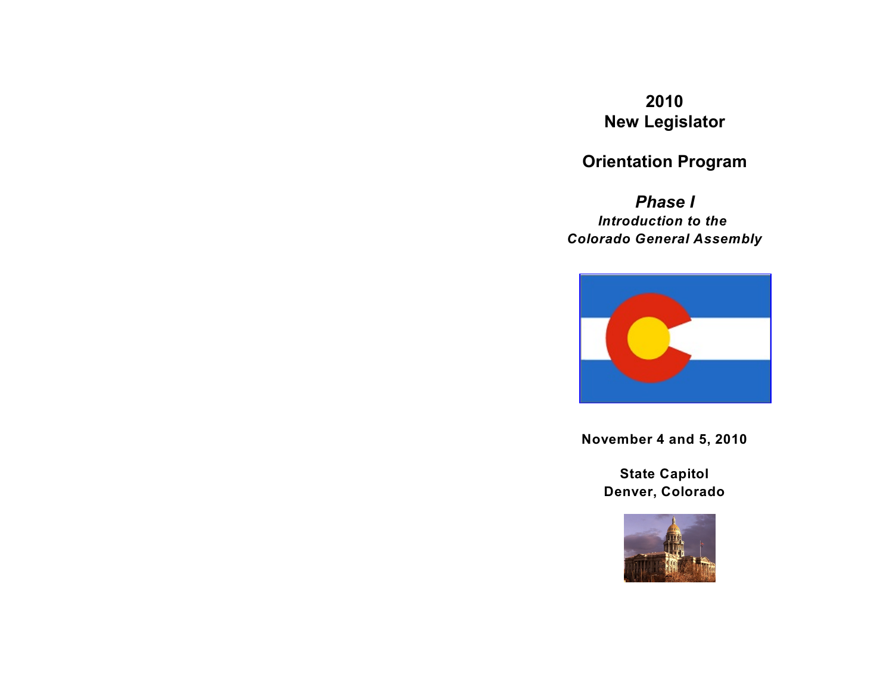# 2010
# New Legislator

# Orientation Program

## *Phase I*

***Introduction to the***
***Colorado General Assembly***

**November 4 and 5, 2010**

**State Capitol**
**Denver, Colorado**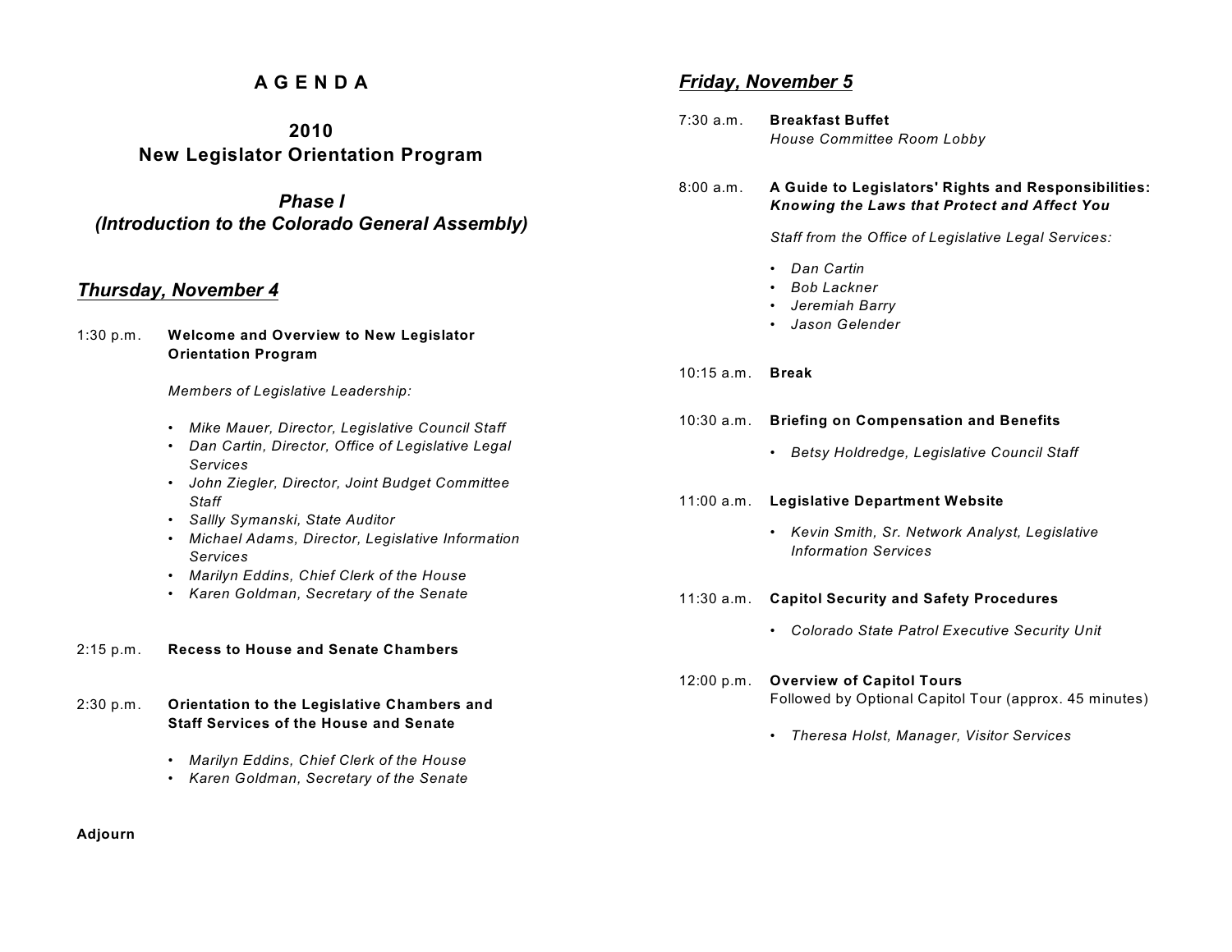# A G E N D A

## 2010
## New Legislator Orientation Program

### *Phase I*
### *(Introduction to the Colorado General Assembly)*

## ***Thursday, November 4***

1:30 p.m. **Welcome and Overview to New Legislator Orientation Program**

*Members of Legislative Leadership:*

- *Mike Mauer, Director, Legislative Council Staff*
- *Dan Cartin, Director, Office of Legislative Legal Services*
- *John Ziegler, Director, Joint Budget Committee Staff*
- *Sallly Symanski, State Auditor*
- *Michael Adams, Director, Legislative Information Services*
- *Marilyn Eddins, Chief Clerk of the House*
- *Karen Goldman, Secretary of the Senate*

2:15 p.m. **Recess to House and Senate Chambers**

2:30 p.m. **Orientation to the Legislative Chambers and Staff Services of the House and Senate**

- *Marilyn Eddins, Chief Clerk of the House*
- *Karen Goldman, Secretary of the Senate*

**Adjourn**

## ***Friday, November 5***

7:30 a.m. **Breakfast Buffet**
*House Committee Room Lobby*

8:00 a.m. **A Guide to Legislators' Rights and Responsibilities: *Knowing the Laws that Protect and Affect You***

*Staff from the Office of Legislative Legal Services:*

- *Dan Cartin*
- *Bob Lackner*
- *Jeremiah Barry*
- *Jason Gelender*

10:15 a.m. **Break**

10:30 a.m. **Briefing on Compensation and Benefits**

- *Betsy Holdredge, Legislative Council Staff*

11:00 a.m. **Legislative Department Website**

- *Kevin Smith, Sr. Network Analyst, Legislative Information Services*

11:30 a.m. **Capitol Security and Safety Procedures**

- *Colorado State Patrol Executive Security Unit*

12:00 p.m. **Overview of Capitol Tours**
Followed by Optional Capitol Tour (approx. 45 minutes)

- *Theresa Holst, Manager, Visitor Services*